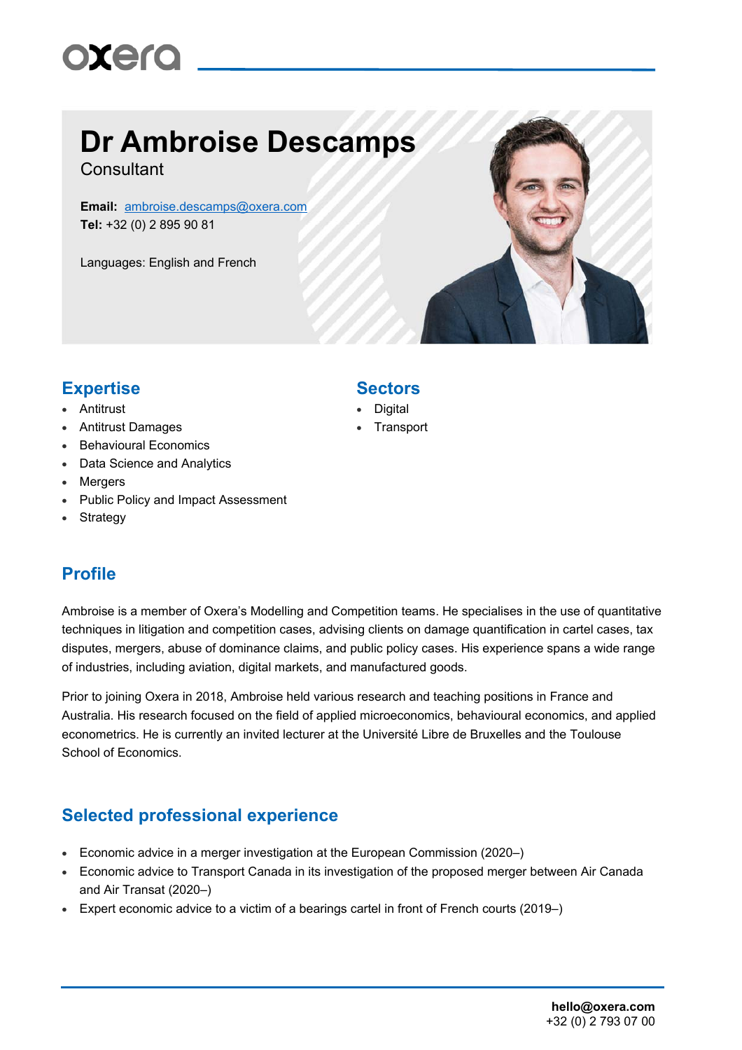# Dr Ambroise Descamps

Consultant

**Email:** ambroise.descamps@oxera.com
**Tel:** +32 (0) 2 895 90 81

Languages: English and French

## Expertise

- Antitrust
- Antitrust Damages
- Behavioural Economics
- Data Science and Analytics
- Mergers
- Public Policy and Impact Assessment
- Strategy

## Sectors

- Digital
- Transport

## Profile

Ambroise is a member of Oxera's Modelling and Competition teams. He specialises in the use of quantitative techniques in litigation and competition cases, advising clients on damage quantification in cartel cases, tax disputes, mergers, abuse of dominance claims, and public policy cases. His experience spans a wide range of industries, including aviation, digital markets, and manufactured goods.

Prior to joining Oxera in 2018, Ambroise held various research and teaching positions in France and Australia. His research focused on the field of applied microeconomics, behavioural economics, and applied econometrics. He is currently an invited lecturer at the Université Libre de Bruxelles and the Toulouse School of Economics.

## Selected professional experience

- Economic advice in a merger investigation at the European Commission (2020–)
- Economic advice to Transport Canada in its investigation of the proposed merger between Air Canada and Air Transat (2020–)
- Expert economic advice to a victim of a bearings cartel in front of French courts (2019–)

**hello@oxera.com**
+32 (0) 2 793 07 00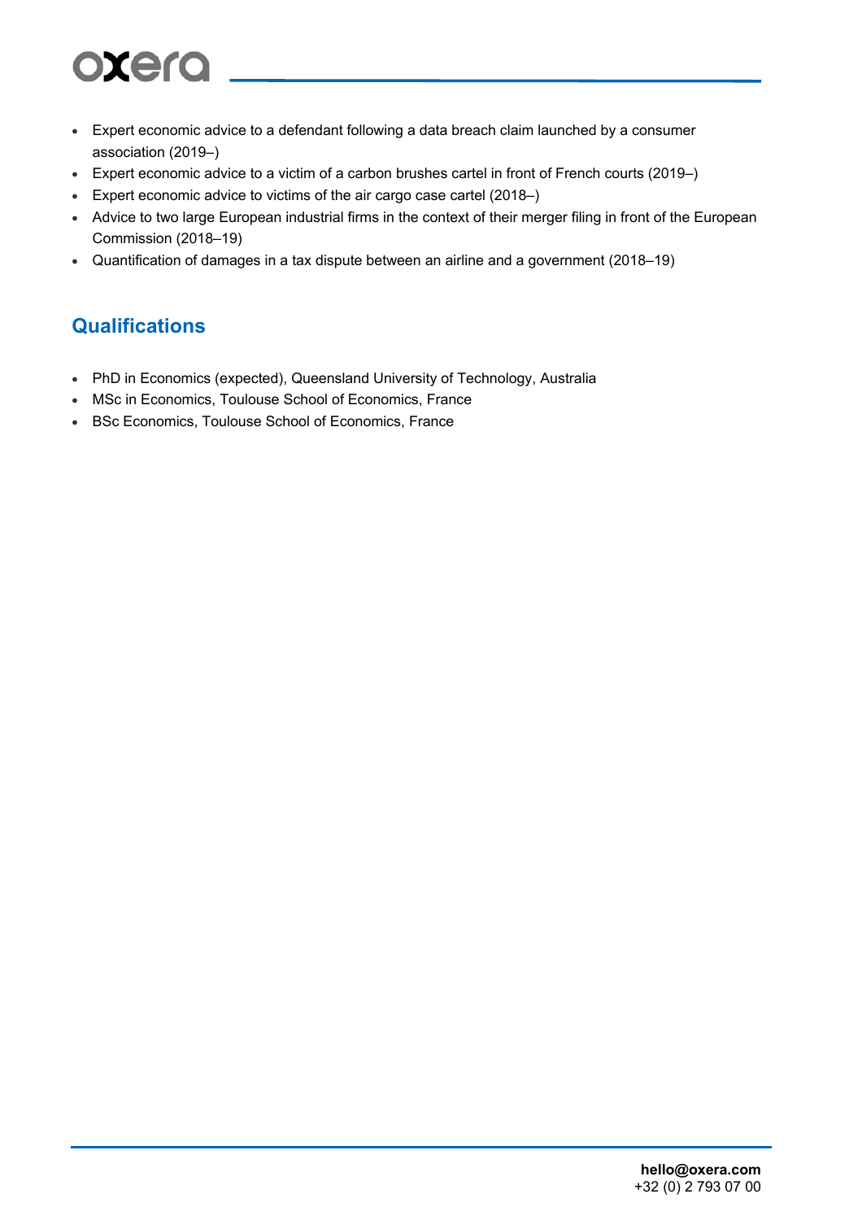- Expert economic advice to a defendant following a data breach claim launched by a consumer association (2019–)
- Expert economic advice to a victim of a carbon brushes cartel in front of French courts (2019–)
- Expert economic advice to victims of the air cargo case cartel (2018–)
- Advice to two large European industrial firms in the context of their merger filing in front of the European Commission (2018–19)
- Quantification of damages in a tax dispute between an airline and a government (2018–19)

## Qualifications

- PhD in Economics (expected), Queensland University of Technology, Australia
- MSc in Economics, Toulouse School of Economics, France
- BSc Economics, Toulouse School of Economics, France

**hello@oxera.com**
+32 (0) 2 793 07 00